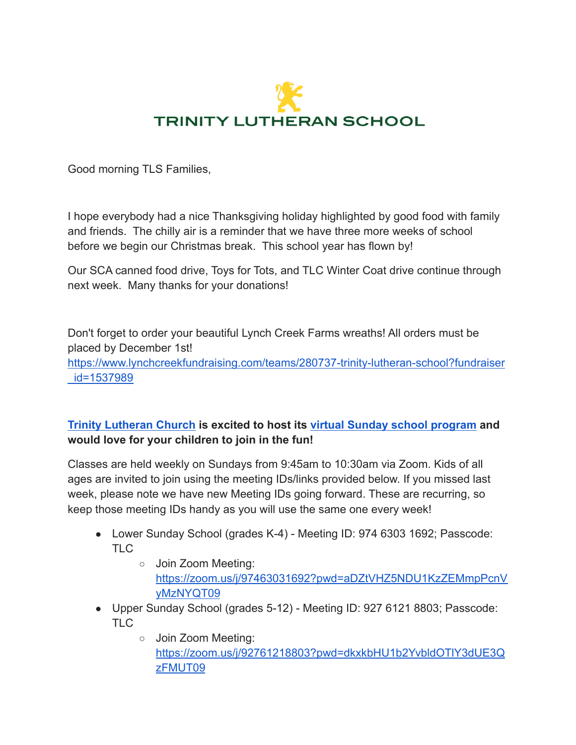# TRINITY LUTHERAN SCHOOL

Good morning TLS Families,

I hope everybody had a nice Thanksgiving holiday highlighted by good food with family and friends. The chilly air is a reminder that we have three more weeks of school before we begin our Christmas break. This school year has flown by!

Our SCA canned food drive, Toys for Tots, and TLC Winter Coat drive continue through next week. Many thanks for your donations!

Don't forget to order your beautiful Lynch Creek Farms wreaths! All orders must be placed by December 1st!
https://www.lynchcreekfundraising.com/teams/280737-trinity-lutheran-school?fundraiser_id=1537989

**Trinity Lutheran Church is excited to host its virtual Sunday school program and would love for your children to join in the fun!**

Classes are held weekly on Sundays from 9:45am to 10:30am via Zoom. Kids of all ages are invited to join using the meeting IDs/links provided below. If you missed last week, please note we have new Meeting IDs going forward. These are recurring, so keep those meeting IDs handy as you will use the same one every week!

- Lower Sunday School (grades K-4) - Meeting ID: 974 6303 1692; Passcode: TLC
  - Join Zoom Meeting: https://zoom.us/j/97463031692?pwd=aDZtVHZ5NDU1KzZEMmpPcnVyMzNYQT09
- Upper Sunday School (grades 5-12) - Meeting ID: 927 6121 8803; Passcode: TLC
  - Join Zoom Meeting: https://zoom.us/j/92761218803?pwd=dkxkbHU1b2YvbldOTlY3dUE3QzFMUT09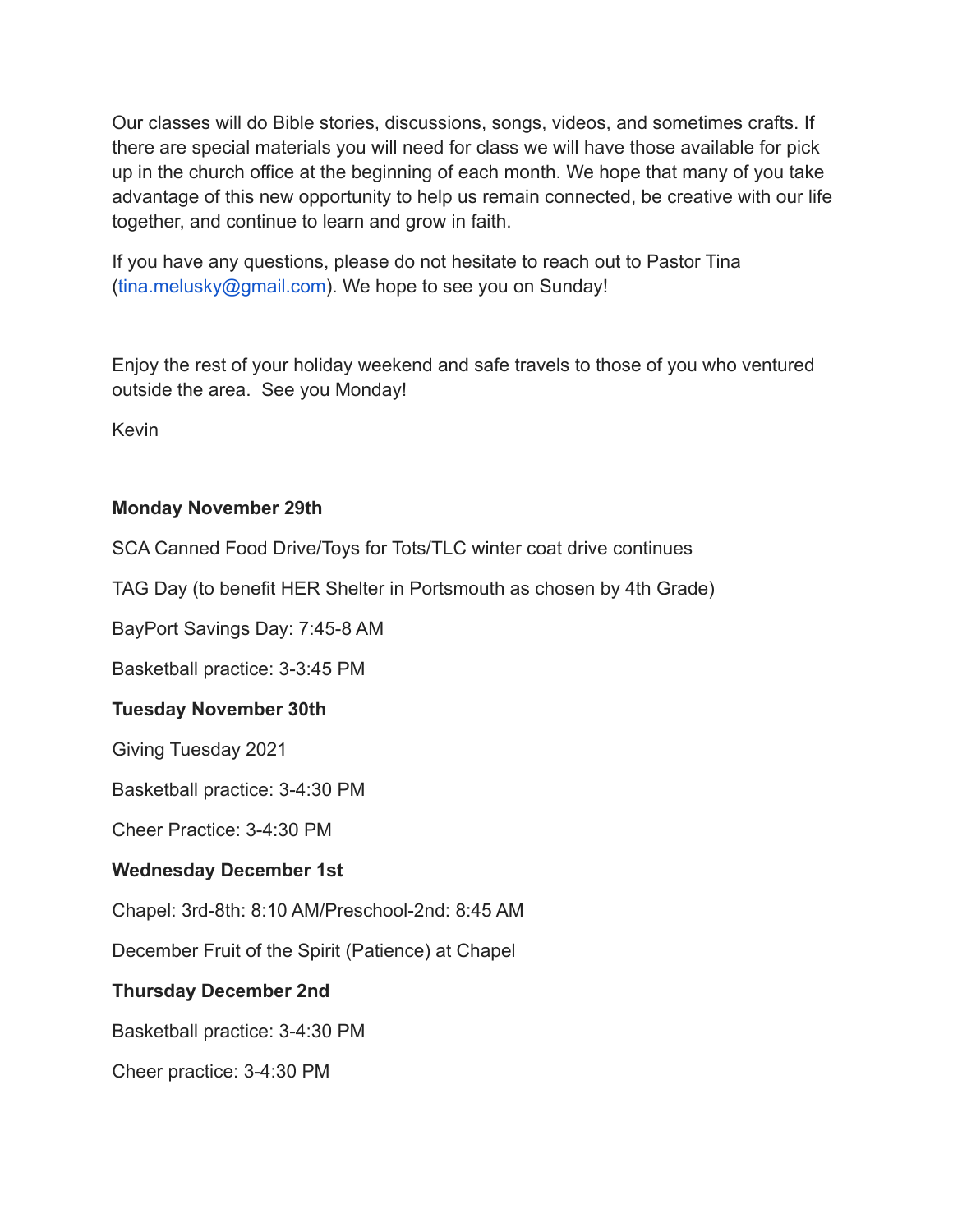Our classes will do Bible stories, discussions, songs, videos, and sometimes crafts. If there are special materials you will need for class we will have those available for pick up in the church office at the beginning of each month. We hope that many of you take advantage of this new opportunity to help us remain connected, be creative with our life together, and continue to learn and grow in faith.

If you have any questions, please do not hesitate to reach out to Pastor Tina (tina.melusky@gmail.com). We hope to see you on Sunday!

Enjoy the rest of your holiday weekend and safe travels to those of you who ventured outside the area.  See you Monday!

Kevin

**Monday November 29th**

SCA Canned Food Drive/Toys for Tots/TLC winter coat drive continues

TAG Day (to benefit HER Shelter in Portsmouth as chosen by 4th Grade)

BayPort Savings Day: 7:45-8 AM

Basketball practice: 3-3:45 PM

**Tuesday November 30th**

Giving Tuesday 2021

Basketball practice: 3-4:30 PM

Cheer Practice: 3-4:30 PM

**Wednesday December 1st**

Chapel: 3rd-8th: 8:10 AM/Preschool-2nd: 8:45 AM

December Fruit of the Spirit (Patience) at Chapel

**Thursday December 2nd**

Basketball practice: 3-4:30 PM

Cheer practice: 3-4:30 PM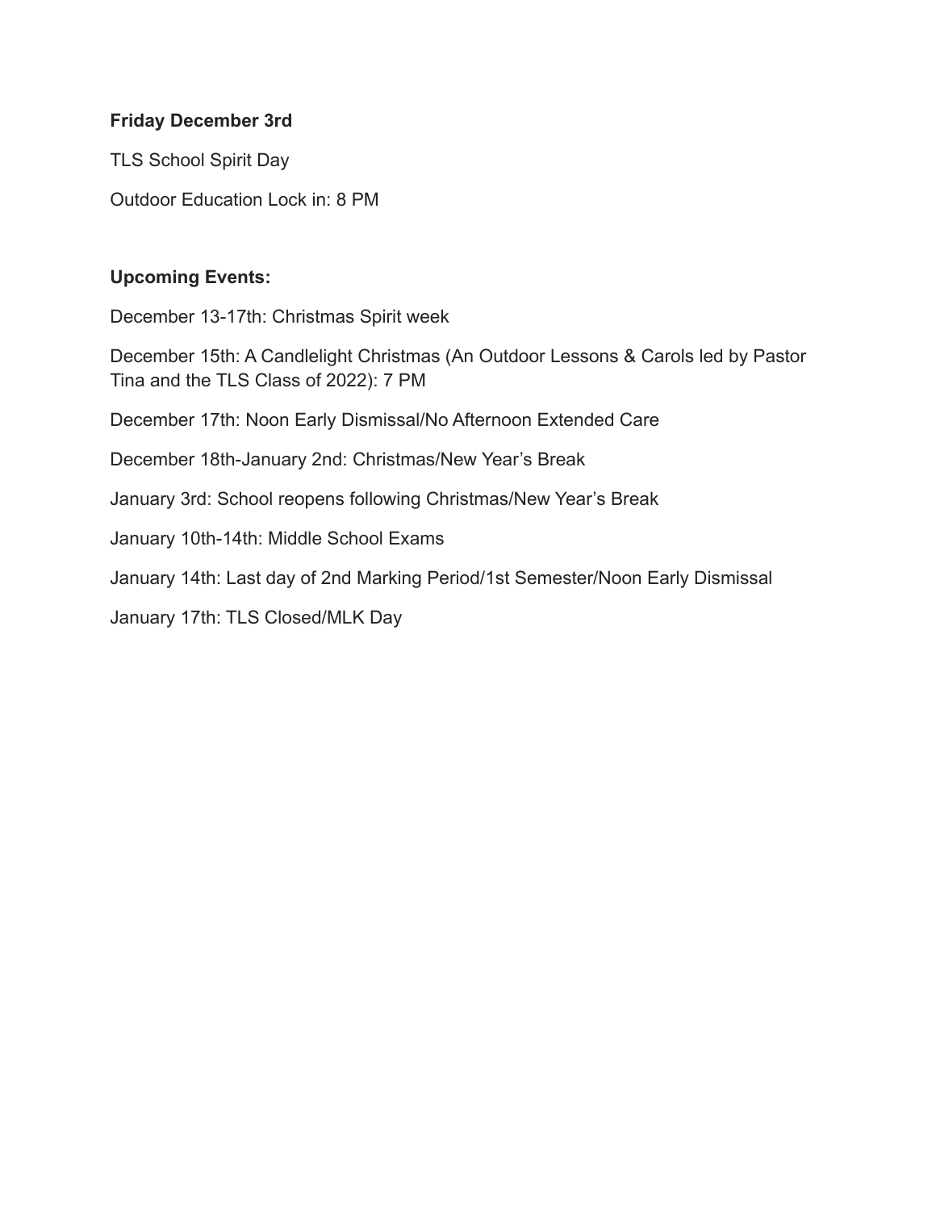**Friday December 3rd**

TLS School Spirit Day

Outdoor Education Lock in: 8 PM

**Upcoming Events:**

December 13-17th: Christmas Spirit week

December 15th: A Candlelight Christmas (An Outdoor Lessons & Carols led by Pastor Tina and the TLS Class of 2022): 7 PM

December 17th: Noon Early Dismissal/No Afternoon Extended Care

December 18th-January 2nd: Christmas/New Year's Break

January 3rd: School reopens following Christmas/New Year's Break

January 10th-14th: Middle School Exams

January 14th: Last day of 2nd Marking Period/1st Semester/Noon Early Dismissal

January 17th: TLS Closed/MLK Day